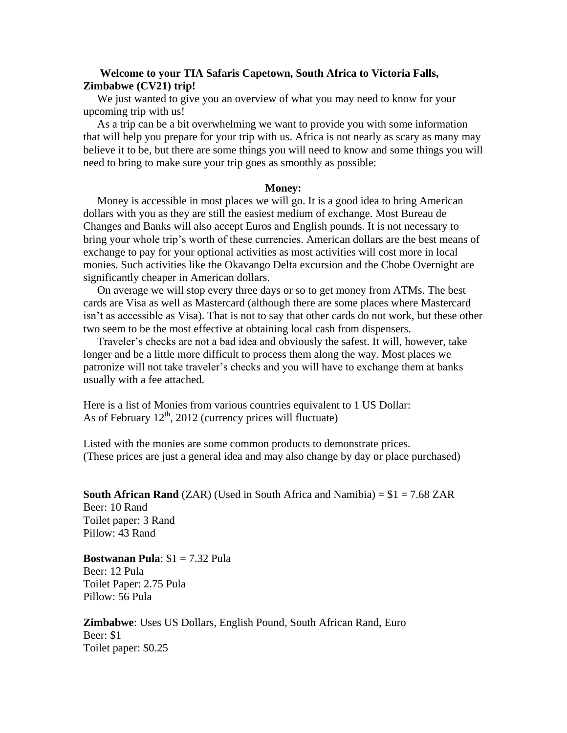**Welcome to your TIA Safaris Capetown, South Africa to Victoria Falls, Zimbabwe (CV21) trip!**

We just wanted to give you an overview of what you may need to know for your upcoming trip with us!

As a trip can be a bit overwhelming we want to provide you with some information that will help you prepare for your trip with us. Africa is not nearly as scary as many may believe it to be, but there are some things you will need to know and some things you will need to bring to make sure your trip goes as smoothly as possible:

## Money:

Money is accessible in most places we will go. It is a good idea to bring American dollars with you as they are still the easiest medium of exchange. Most Bureau de Changes and Banks will also accept Euros and English pounds. It is not necessary to bring your whole trip's worth of these currencies. American dollars are the best means of exchange to pay for your optional activities as most activities will cost more in local monies. Such activities like the Okavango Delta excursion and the Chobe Overnight are significantly cheaper in American dollars.

On average we will stop every three days or so to get money from ATMs. The best cards are Visa as well as Mastercard (although there are some places where Mastercard isn't as accessible as Visa). That is not to say that other cards do not work, but these other two seem to be the most effective at obtaining local cash from dispensers.

Traveler's checks are not a bad idea and obviously the safest. It will, however, take longer and be a little more difficult to process them along the way. Most places we patronize will not take traveler's checks and you will have to exchange them at banks usually with a fee attached.

Here is a list of Monies from various countries equivalent to 1 US Dollar:
As of February 12th, 2012 (currency prices will fluctuate)

Listed with the monies are some common products to demonstrate prices.
(These prices are just a general idea and may also change by day or place purchased)

**South African Rand** (ZAR) (Used in South Africa and Namibia) = $1 = 7.68 ZAR
Beer: 10 Rand
Toilet paper: 3 Rand
Pillow: 43 Rand

**Bostwanan Pula**: $1 = 7.32 Pula
Beer: 12 Pula
Toilet Paper: 2.75 Pula
Pillow: 56 Pula

**Zimbabwe**: Uses US Dollars, English Pound, South African Rand, Euro
Beer: $1
Toilet paper: $0.25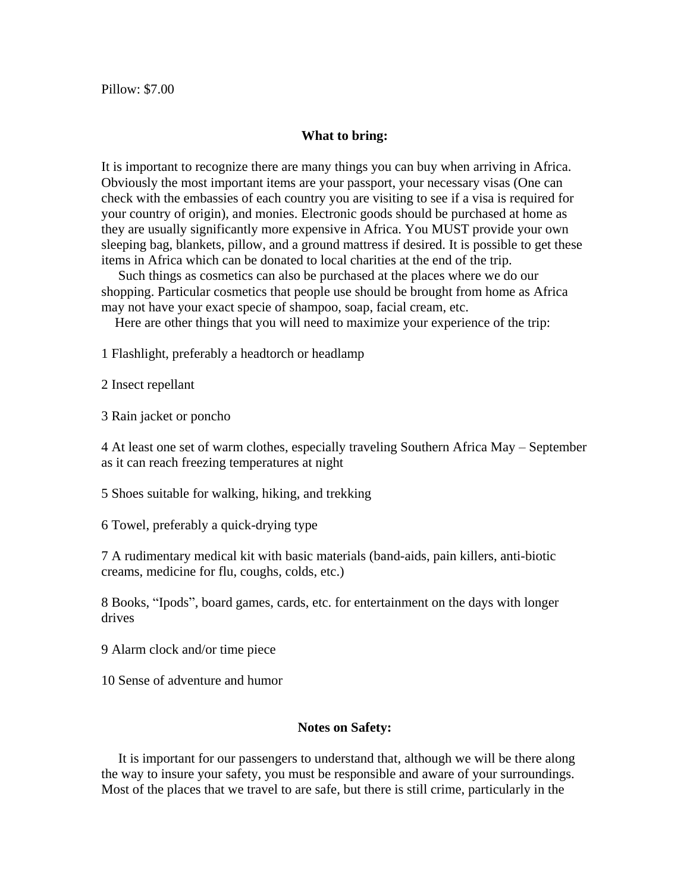Pillow: $7.00

## What to bring:

It is important to recognize there are many things you can buy when arriving in Africa. Obviously the most important items are your passport, your necessary visas (One can check with the embassies of each country you are visiting to see if a visa is required for your country of origin), and monies. Electronic goods should be purchased at home as they are usually significantly more expensive in Africa. You MUST provide your own sleeping bag, blankets, pillow, and a ground mattress if desired. It is possible to get these items in Africa which can be donated to local charities at the end of the trip.

Such things as cosmetics can also be purchased at the places where we do our shopping. Particular cosmetics that people use should be brought from home as Africa may not have your exact specie of shampoo, soap, facial cream, etc.

Here are other things that you will need to maximize your experience of the trip:

1 Flashlight, preferably a headtorch or headlamp

2 Insect repellant

3 Rain jacket or poncho

4 At least one set of warm clothes, especially traveling Southern Africa May – September as it can reach freezing temperatures at night

5 Shoes suitable for walking, hiking, and trekking

6 Towel, preferably a quick-drying type

7 A rudimentary medical kit with basic materials (band-aids, pain killers, anti-biotic creams, medicine for flu, coughs, colds, etc.)

8 Books, "Ipods", board games, cards, etc. for entertainment on the days with longer drives

9 Alarm clock and/or time piece

10 Sense of adventure and humor

## Notes on Safety:

It is important for our passengers to understand that, although we will be there along the way to insure your safety, you must be responsible and aware of your surroundings. Most of the places that we travel to are safe, but there is still crime, particularly in the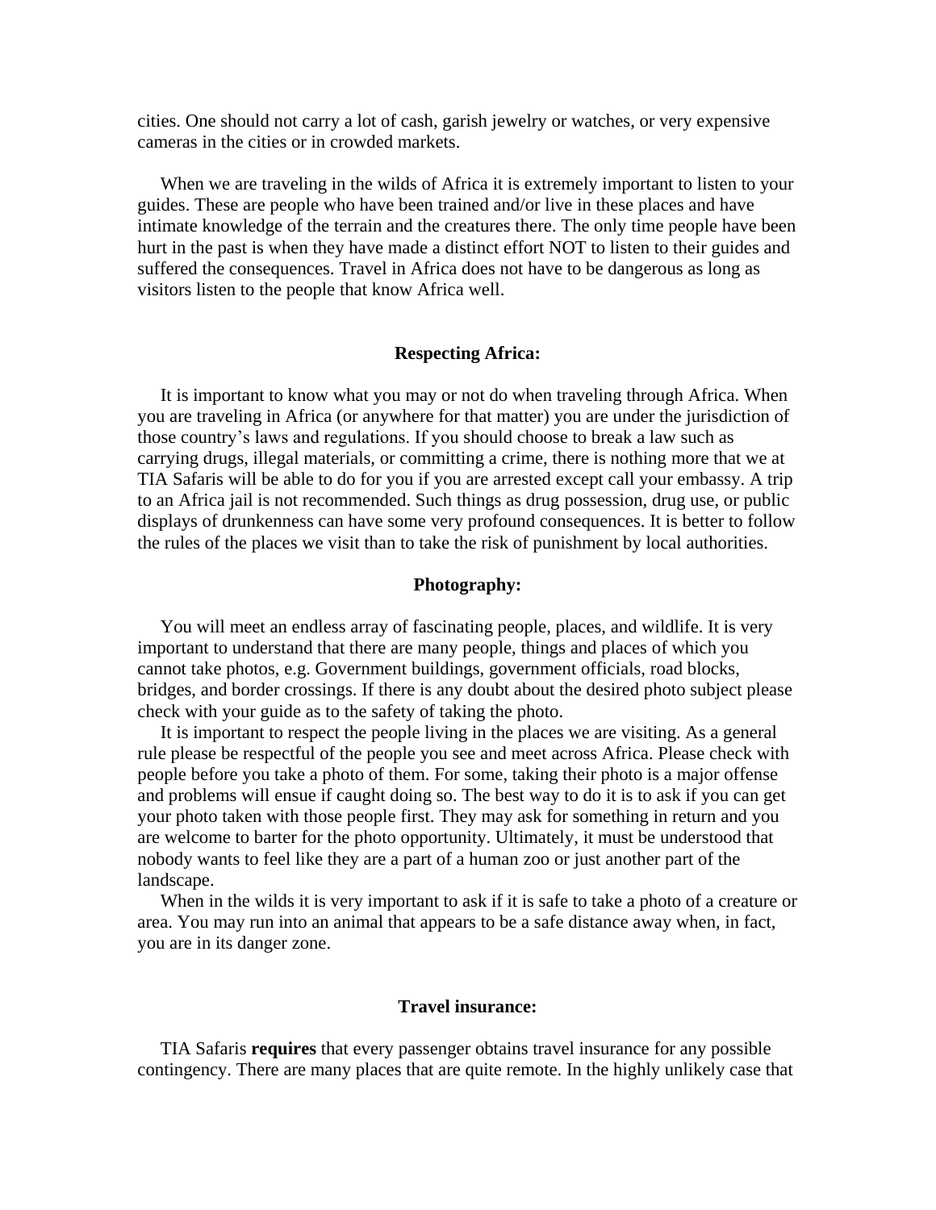cities. One should not carry a lot of cash, garish jewelry or watches, or very expensive cameras in the cities or in crowded markets.

When we are traveling in the wilds of Africa it is extremely important to listen to your guides. These are people who have been trained and/or live in these places and have intimate knowledge of the terrain and the creatures there. The only time people have been hurt in the past is when they have made a distinct effort NOT to listen to their guides and suffered the consequences. Travel in Africa does not have to be dangerous as long as visitors listen to the people that know Africa well.

## Respecting Africa:

It is important to know what you may or not do when traveling through Africa. When you are traveling in Africa (or anywhere for that matter) you are under the jurisdiction of those country's laws and regulations. If you should choose to break a law such as carrying drugs, illegal materials, or committing a crime, there is nothing more that we at TIA Safaris will be able to do for you if you are arrested except call your embassy. A trip to an Africa jail is not recommended. Such things as drug possession, drug use, or public displays of drunkenness can have some very profound consequences. It is better to follow the rules of the places we visit than to take the risk of punishment by local authorities.

## Photography:

You will meet an endless array of fascinating people, places, and wildlife. It is very important to understand that there are many people, things and places of which you cannot take photos, e.g. Government buildings, government officials, road blocks, bridges, and border crossings. If there is any doubt about the desired photo subject please check with your guide as to the safety of taking the photo.

It is important to respect the people living in the places we are visiting. As a general rule please be respectful of the people you see and meet across Africa. Please check with people before you take a photo of them. For some, taking their photo is a major offense and problems will ensue if caught doing so. The best way to do it is to ask if you can get your photo taken with those people first. They may ask for something in return and you are welcome to barter for the photo opportunity. Ultimately, it must be understood that nobody wants to feel like they are a part of a human zoo or just another part of the landscape.

When in the wilds it is very important to ask if it is safe to take a photo of a creature or area. You may run into an animal that appears to be a safe distance away when, in fact, you are in its danger zone.

## Travel insurance:

TIA Safaris **requires** that every passenger obtains travel insurance for any possible contingency. There are many places that are quite remote. In the highly unlikely case that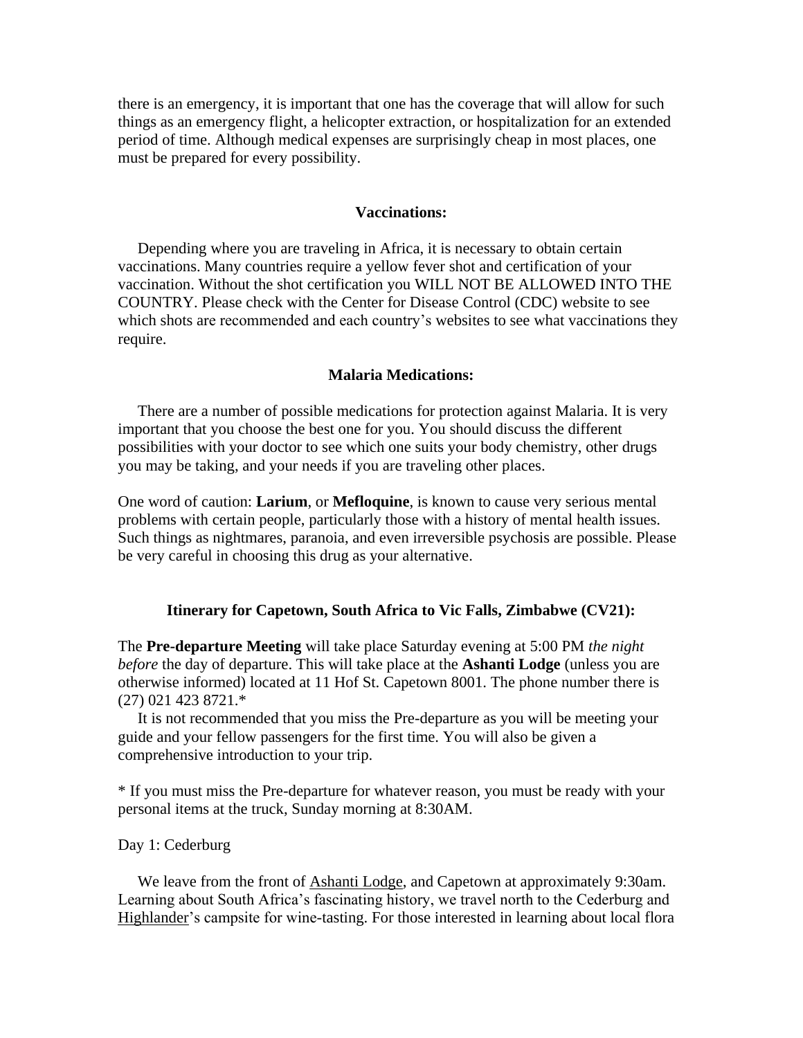there is an emergency, it is important that one has the coverage that will allow for such things as an emergency flight, a helicopter extraction, or hospitalization for an extended period of time. Although medical expenses are surprisingly cheap in most places, one must be prepared for every possibility.

### Vaccinations:

Depending where you are traveling in Africa, it is necessary to obtain certain vaccinations. Many countries require a yellow fever shot and certification of your vaccination. Without the shot certification you WILL NOT BE ALLOWED INTO THE COUNTRY. Please check with the Center for Disease Control (CDC) website to see which shots are recommended and each country's websites to see what vaccinations they require.

### Malaria Medications:

There are a number of possible medications for protection against Malaria. It is very important that you choose the best one for you. You should discuss the different possibilities with your doctor to see which one suits your body chemistry, other drugs you may be taking, and your needs if you are traveling other places.

One word of caution: **Larium**, or **Mefloquine**, is known to cause very serious mental problems with certain people, particularly those with a history of mental health issues. Such things as nightmares, paranoia, and even irreversible psychosis are possible. Please be very careful in choosing this drug as your alternative.

### Itinerary for Capetown, South Africa to Vic Falls, Zimbabwe (CV21):

The **Pre-departure Meeting** will take place Saturday evening at 5:00 PM *the night before* the day of departure. This will take place at the **Ashanti Lodge** (unless you are otherwise informed) located at 11 Hof St. Capetown 8001. The phone number there is (27) 021 423 8721.*

It is not recommended that you miss the Pre-departure as you will be meeting your guide and your fellow passengers for the first time. You will also be given a comprehensive introduction to your trip.

* If you must miss the Pre-departure for whatever reason, you must be ready with your personal items at the truck, Sunday morning at 8:30AM.

Day 1: Cederburg

We leave from the front of Ashanti Lodge, and Capetown at approximately 9:30am. Learning about South Africa's fascinating history, we travel north to the Cederburg and Highlander's campsite for wine-tasting. For those interested in learning about local flora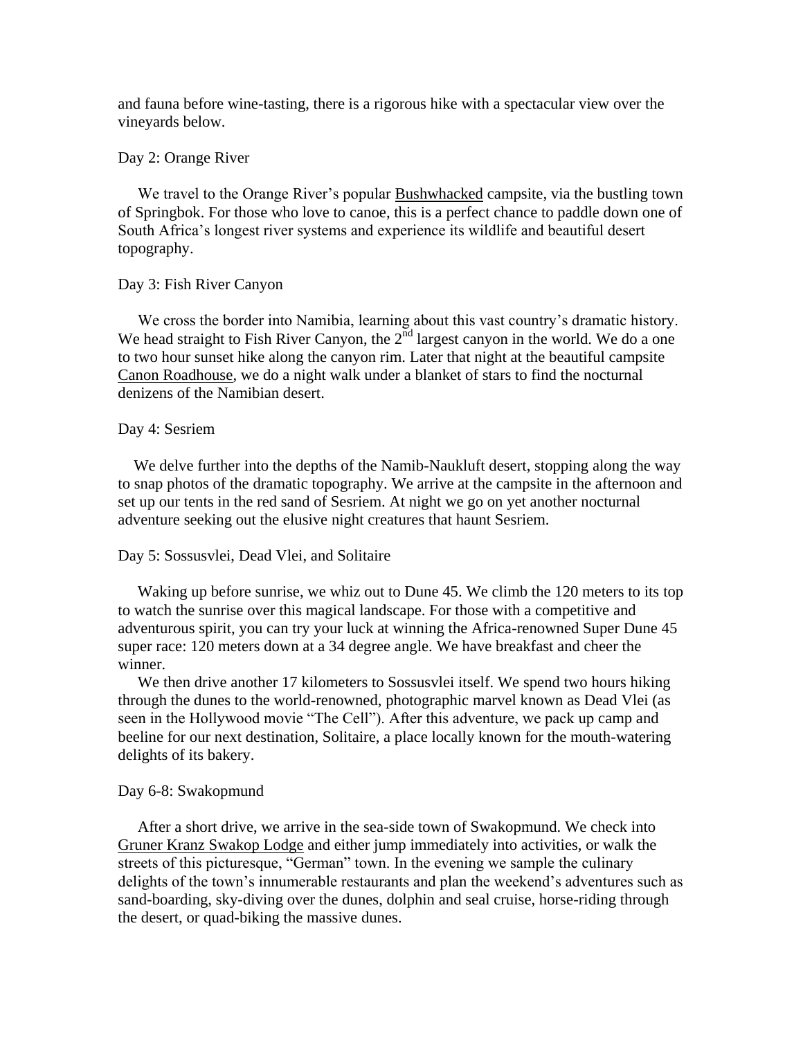and fauna before wine-tasting, there is a rigorous hike with a spectacular view over the vineyards below.

Day 2: Orange River

We travel to the Orange River's popular Bushwhacked campsite, via the bustling town of Springbok. For those who love to canoe, this is a perfect chance to paddle down one of South Africa's longest river systems and experience its wildlife and beautiful desert topography.

Day 3: Fish River Canyon

We cross the border into Namibia, learning about this vast country's dramatic history. We head straight to Fish River Canyon, the 2nd largest canyon in the world. We do a one to two hour sunset hike along the canyon rim. Later that night at the beautiful campsite Canon Roadhouse, we do a night walk under a blanket of stars to find the nocturnal denizens of the Namibian desert.

Day 4: Sesriem

We delve further into the depths of the Namib-Naukluft desert, stopping along the way to snap photos of the dramatic topography. We arrive at the campsite in the afternoon and set up our tents in the red sand of Sesriem. At night we go on yet another nocturnal adventure seeking out the elusive night creatures that haunt Sesriem.

Day 5: Sossusvlei, Dead Vlei, and Solitaire

Waking up before sunrise, we whiz out to Dune 45. We climb the 120 meters to its top to watch the sunrise over this magical landscape. For those with a competitive and adventurous spirit, you can try your luck at winning the Africa-renowned Super Dune 45 super race: 120 meters down at a 34 degree angle. We have breakfast and cheer the winner.

We then drive another 17 kilometers to Sossusvlei itself. We spend two hours hiking through the dunes to the world-renowned, photographic marvel known as Dead Vlei (as seen in the Hollywood movie "The Cell"). After this adventure, we pack up camp and beeline for our next destination, Solitaire, a place locally known for the mouth-watering delights of its bakery.

Day 6-8: Swakopmund

After a short drive, we arrive in the sea-side town of Swakopmund. We check into Gruner Kranz Swakop Lodge and either jump immediately into activities, or walk the streets of this picturesque, "German" town. In the evening we sample the culinary delights of the town's innumerable restaurants and plan the weekend's adventures such as sand-boarding, sky-diving over the dunes, dolphin and seal cruise, horse-riding through the desert, or quad-biking the massive dunes.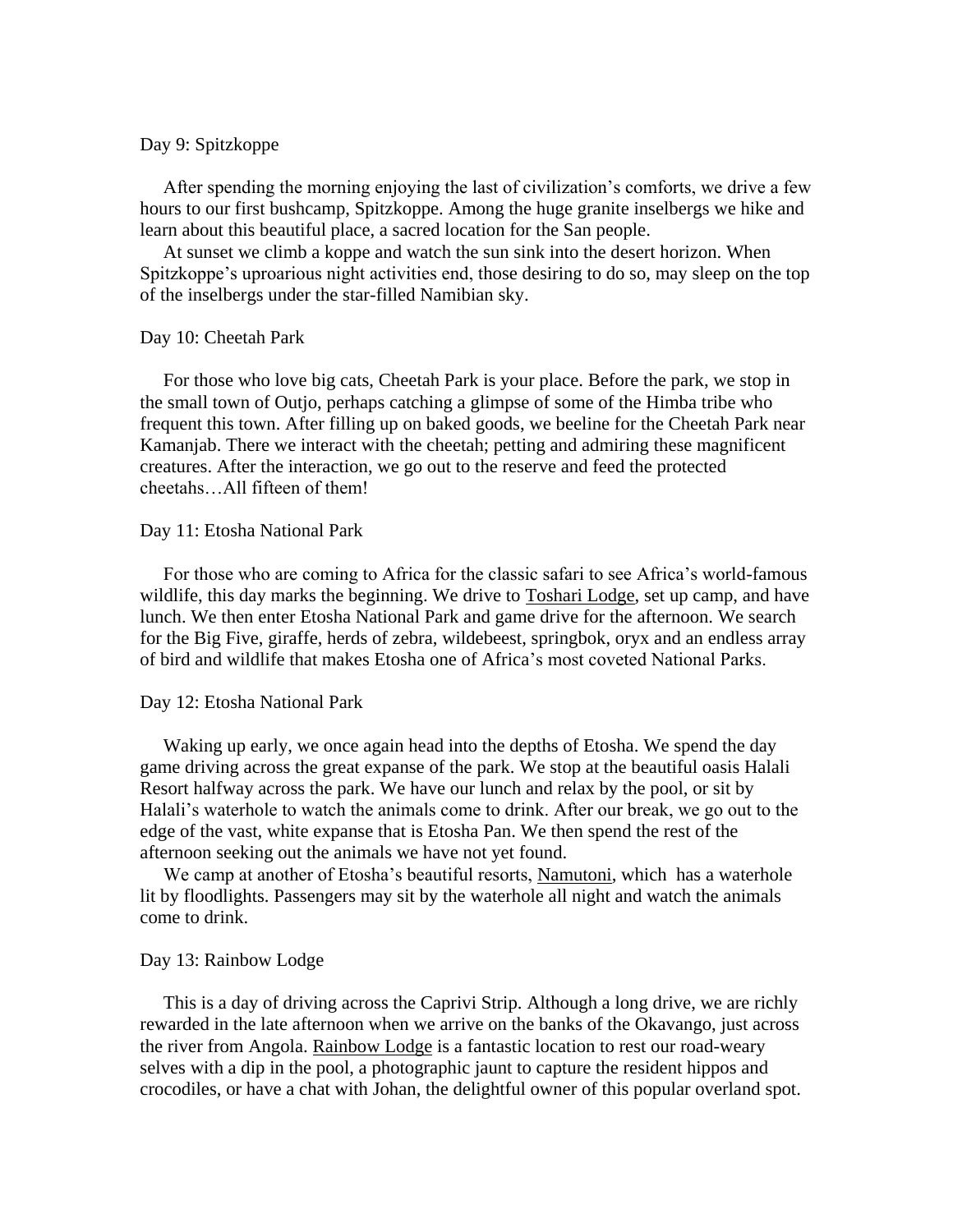Day 9: Spitzkoppe

After spending the morning enjoying the last of civilization's comforts, we drive a few hours to our first bushcamp, Spitzkoppe. Among the huge granite inselbergs we hike and learn about this beautiful place, a sacred location for the San people.

At sunset we climb a koppe and watch the sun sink into the desert horizon. When Spitzkoppe's uproarious night activities end, those desiring to do so, may sleep on the top of the inselbergs under the star-filled Namibian sky.

Day 10: Cheetah Park

For those who love big cats, Cheetah Park is your place. Before the park, we stop in the small town of Outjo, perhaps catching a glimpse of some of the Himba tribe who frequent this town. After filling up on baked goods, we beeline for the Cheetah Park near Kamanjab. There we interact with the cheetah; petting and admiring these magnificent creatures. After the interaction, we go out to the reserve and feed the protected cheetahs…All fifteen of them!

Day 11: Etosha National Park

For those who are coming to Africa for the classic safari to see Africa's world-famous wildlife, this day marks the beginning. We drive to Toshari Lodge, set up camp, and have lunch. We then enter Etosha National Park and game drive for the afternoon. We search for the Big Five, giraffe, herds of zebra, wildebeest, springbok, oryx and an endless array of bird and wildlife that makes Etosha one of Africa's most coveted National Parks.

Day 12: Etosha National Park

Waking up early, we once again head into the depths of Etosha. We spend the day game driving across the great expanse of the park. We stop at the beautiful oasis Halali Resort halfway across the park. We have our lunch and relax by the pool, or sit by Halali's waterhole to watch the animals come to drink. After our break, we go out to the edge of the vast, white expanse that is Etosha Pan. We then spend the rest of the afternoon seeking out the animals we have not yet found.

We camp at another of Etosha's beautiful resorts, Namutoni, which has a waterhole lit by floodlights. Passengers may sit by the waterhole all night and watch the animals come to drink.

Day 13: Rainbow Lodge

This is a day of driving across the Caprivi Strip. Although a long drive, we are richly rewarded in the late afternoon when we arrive on the banks of the Okavango, just across the river from Angola. Rainbow Lodge is a fantastic location to rest our road-weary selves with a dip in the pool, a photographic jaunt to capture the resident hippos and crocodiles, or have a chat with Johan, the delightful owner of this popular overland spot.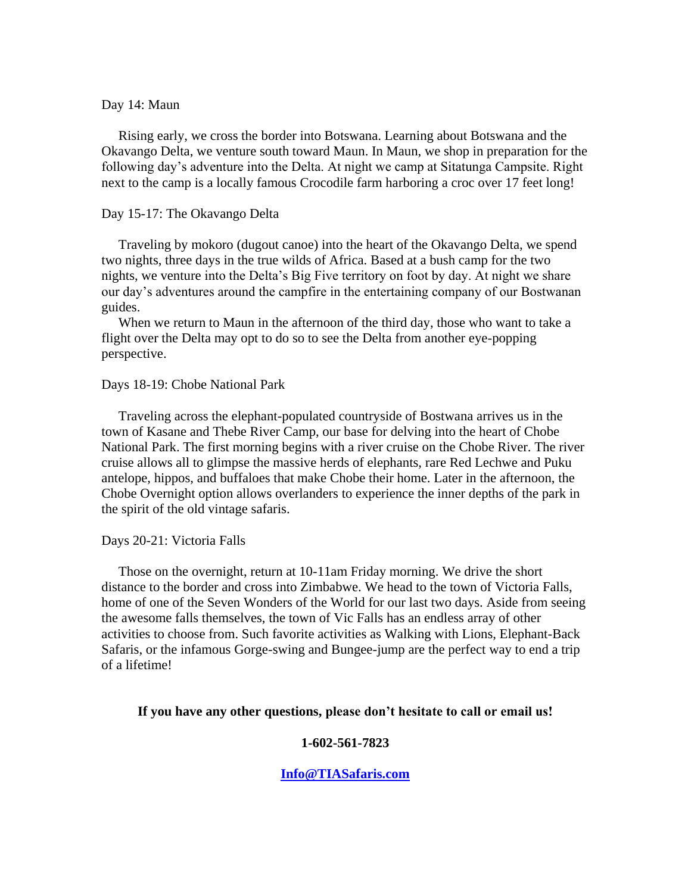Day 14: Maun

Rising early, we cross the border into Botswana. Learning about Botswana and the Okavango Delta, we venture south toward Maun. In Maun, we shop in preparation for the following day's adventure into the Delta. At night we camp at Sitatunga Campsite. Right next to the camp is a locally famous Crocodile farm harboring a croc over 17 feet long!

Day 15-17: The Okavango Delta

Traveling by mokoro (dugout canoe) into the heart of the Okavango Delta, we spend two nights, three days in the true wilds of Africa. Based at a bush camp for the two nights, we venture into the Delta's Big Five territory on foot by day. At night we share our day's adventures around the campfire in the entertaining company of our Bostwanan guides.

When we return to Maun in the afternoon of the third day, those who want to take a flight over the Delta may opt to do so to see the Delta from another eye-popping perspective.

Days 18-19: Chobe National Park

Traveling across the elephant-populated countryside of Bostwana arrives us in the town of Kasane and Thebe River Camp, our base for delving into the heart of Chobe National Park. The first morning begins with a river cruise on the Chobe River. The river cruise allows all to glimpse the massive herds of elephants, rare Red Lechwe and Puku antelope, hippos, and buffaloes that make Chobe their home. Later in the afternoon, the Chobe Overnight option allows overlanders to experience the inner depths of the park in the spirit of the old vintage safaris.

Days 20-21: Victoria Falls

Those on the overnight, return at 10-11am Friday morning. We drive the short distance to the border and cross into Zimbabwe. We head to the town of Victoria Falls, home of one of the Seven Wonders of the World for our last two days. Aside from seeing the awesome falls themselves, the town of Vic Falls has an endless array of other activities to choose from. Such favorite activities as Walking with Lions, Elephant-Back Safaris, or the infamous Gorge-swing and Bungee-jump are the perfect way to end a trip of a lifetime!

**If you have any other questions, please don't hesitate to call or email us!**

**1-602-561-7823**

**Info@TIASafaris.com**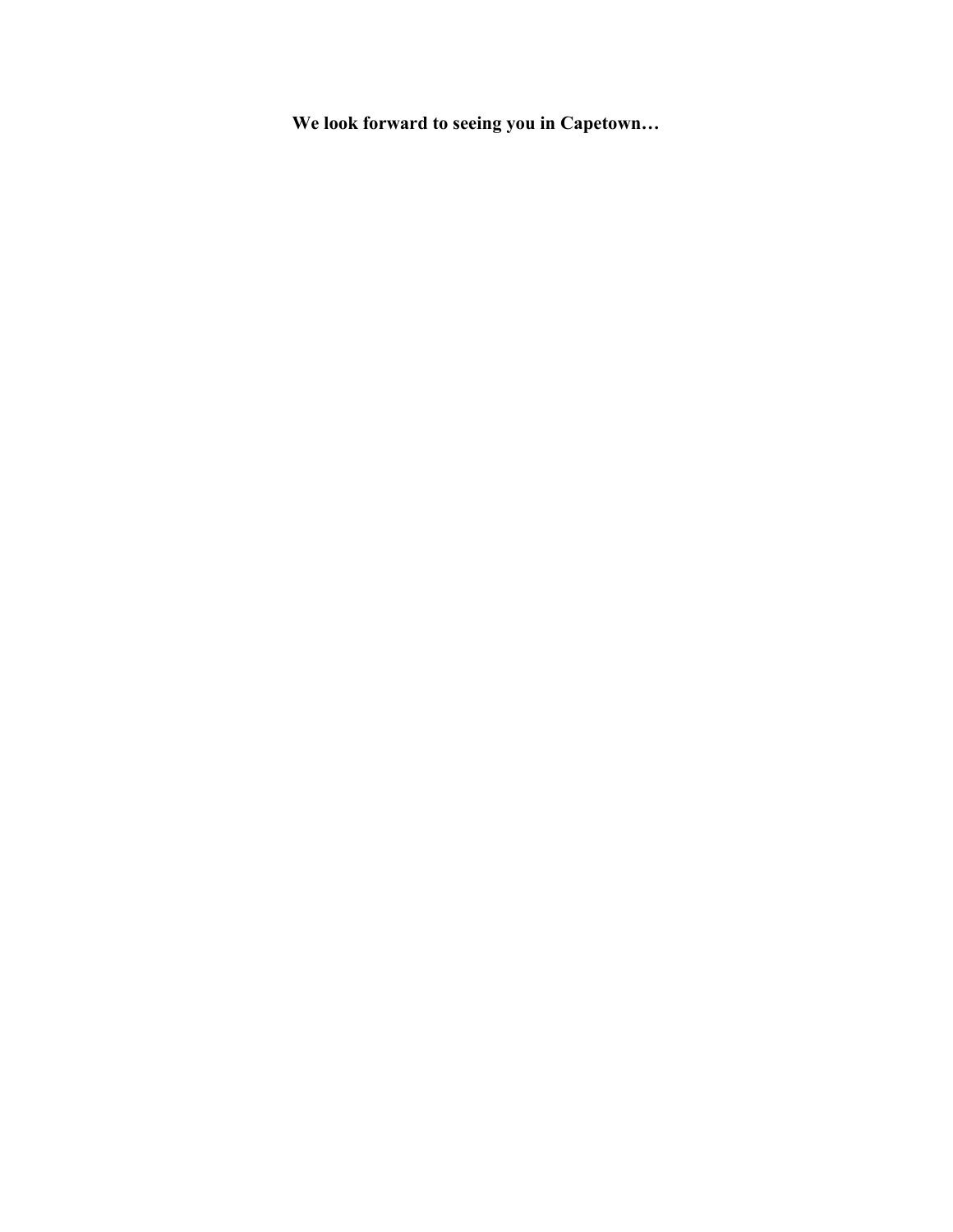**We look forward to seeing you in Capetown…**